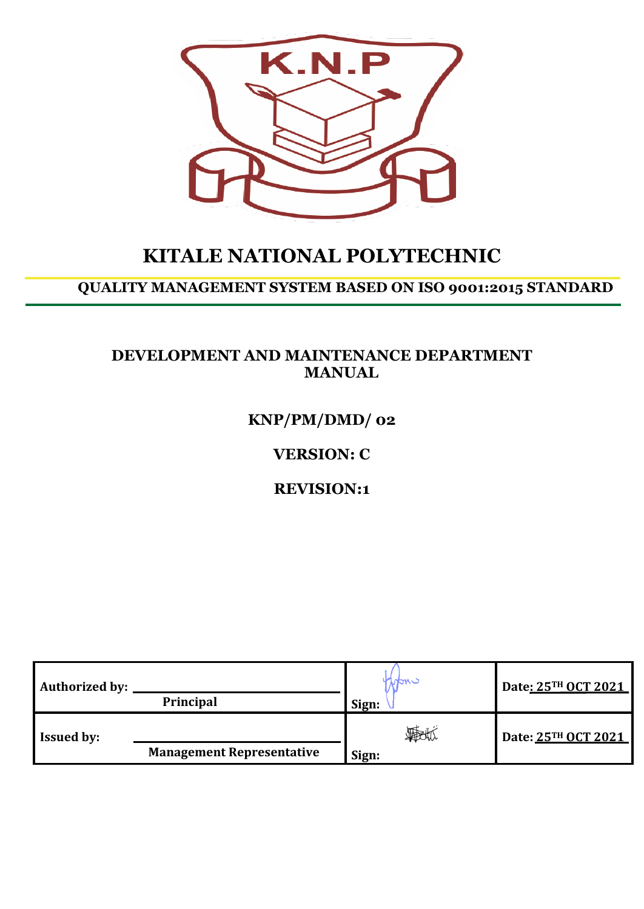# KITALE NATIONAL POLYTECHNIC

## QUALITY MANAGEMENT SYSTEM BASED ON ISO 9001:2015 STANDARD

### DEVELOPMENT AND MAINTENANCE DEPARTMENT MANUAL

**KNP/PM/DMD/ 02**

**VERSION: C**

**REVISION:1**

| | | |
|---|---|---|
| **Authorized by:** **Principal** | **Sign:** | **Date: 25TH OCT 2021** |
| **Issued by:** **Management Representative** | **Sign:** | **Date: 25TH OCT 2021** |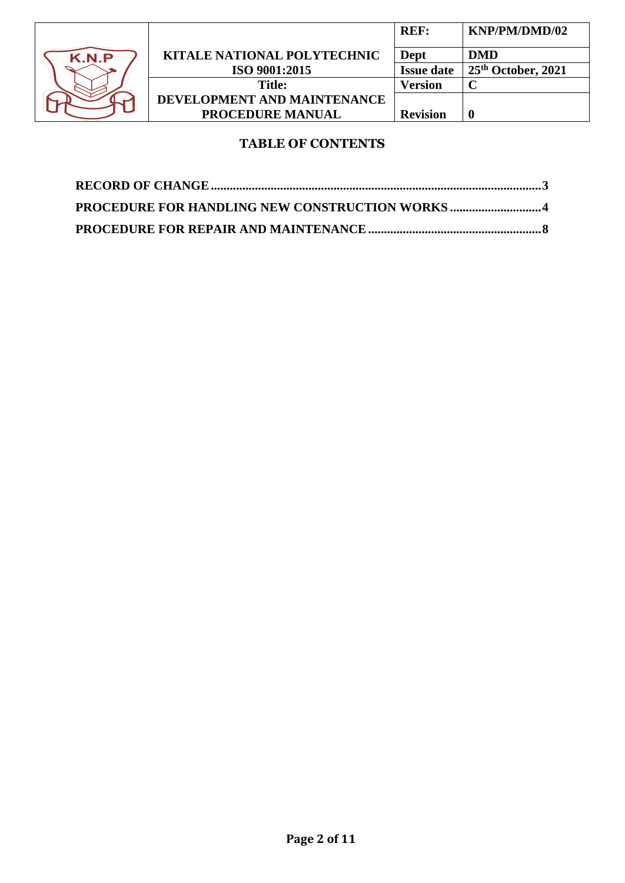## TABLE OF CONTENTS

**RECORD OF CHANGE** .......................................................................................................... **3**

**PROCEDURE FOR HANDLING NEW CONSTRUCTION WORKS** ............................ **4**

**PROCEDURE FOR REPAIR AND MAINTENANCE** ..................................................... **8**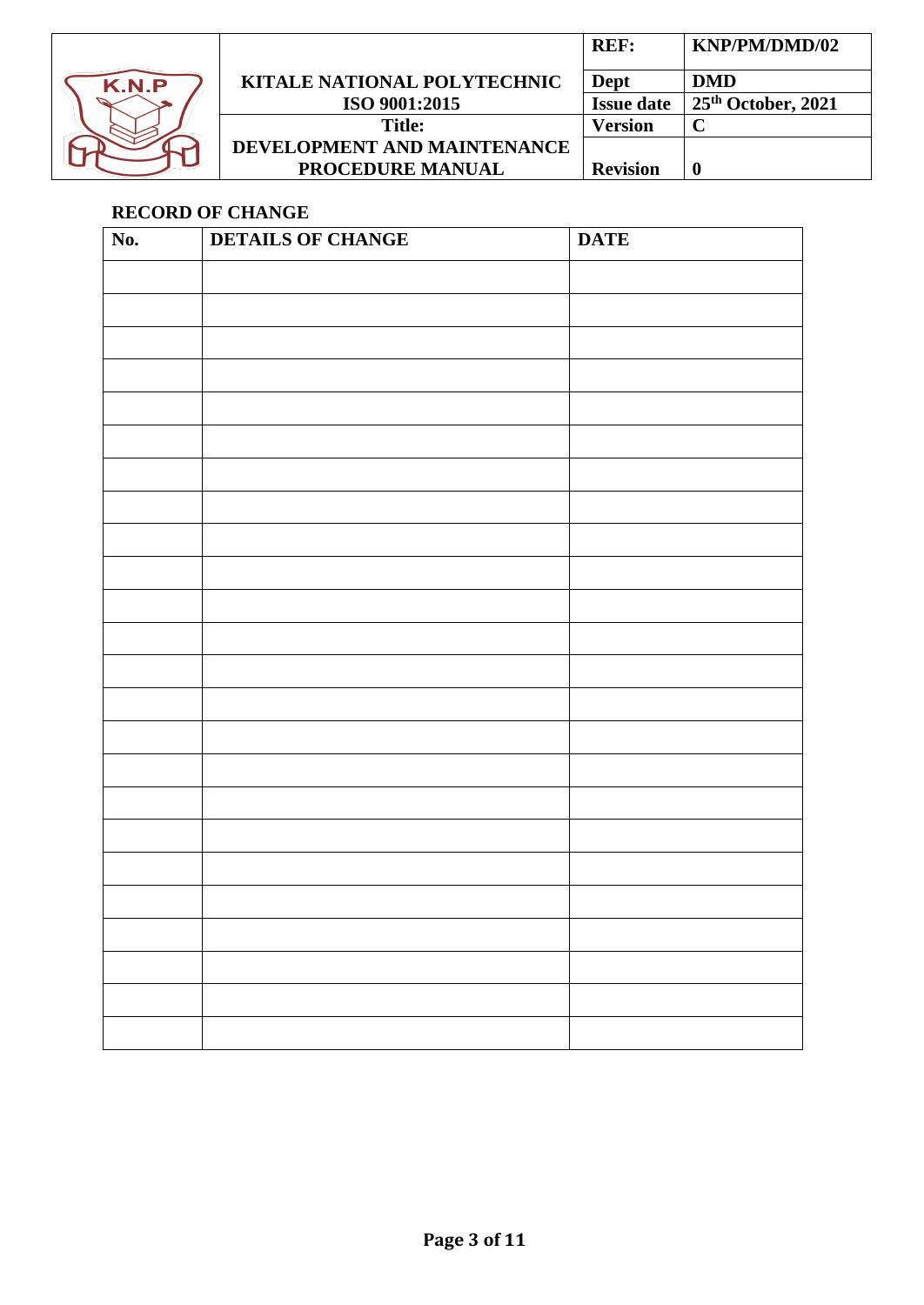## RECORD OF CHANGE

| No. | DETAILS OF CHANGE | DATE |
|---|---|---|
| | | |
| | | |
| | | |
| | | |
| | | |
| | | |
| | | |
| | | |
| | | |
| | | |
| | | |
| | | |
| | | |
| | | |
| | | |
| | | |
| | | |
| | | |
| | | |
| | | |
| | | |
| | | |
| | | |
| | | |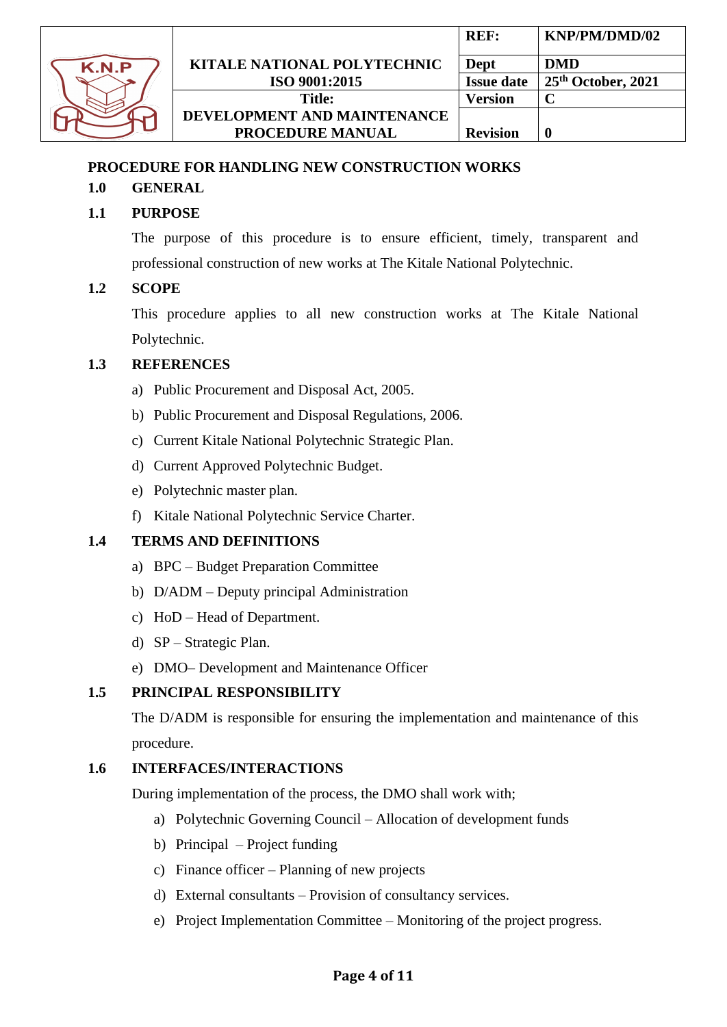## PROCEDURE FOR HANDLING NEW CONSTRUCTION WORKS

### 1.0 GENERAL

### 1.1 PURPOSE

The purpose of this procedure is to ensure efficient, timely, transparent and professional construction of new works at The Kitale National Polytechnic.

### 1.2 SCOPE

This procedure applies to all new construction works at The Kitale National Polytechnic.

### 1.3 REFERENCES

a) Public Procurement and Disposal Act, 2005.
b) Public Procurement and Disposal Regulations, 2006.
c) Current Kitale National Polytechnic Strategic Plan.
d) Current Approved Polytechnic Budget.
e) Polytechnic master plan.
f) Kitale National Polytechnic Service Charter.

### 1.4 TERMS AND DEFINITIONS

a) BPC – Budget Preparation Committee
b) D/ADM – Deputy principal Administration
c) HoD – Head of Department.
d) SP – Strategic Plan.
e) DMO– Development and Maintenance Officer

### 1.5 PRINCIPAL RESPONSIBILITY

The D/ADM is responsible for ensuring the implementation and maintenance of this procedure.

### 1.6 INTERFACES/INTERACTIONS

During implementation of the process, the DMO shall work with;

a) Polytechnic Governing Council – Allocation of development funds
b) Principal – Project funding
c) Finance officer – Planning of new projects
d) External consultants – Provision of consultancy services.
e) Project Implementation Committee – Monitoring of the project progress.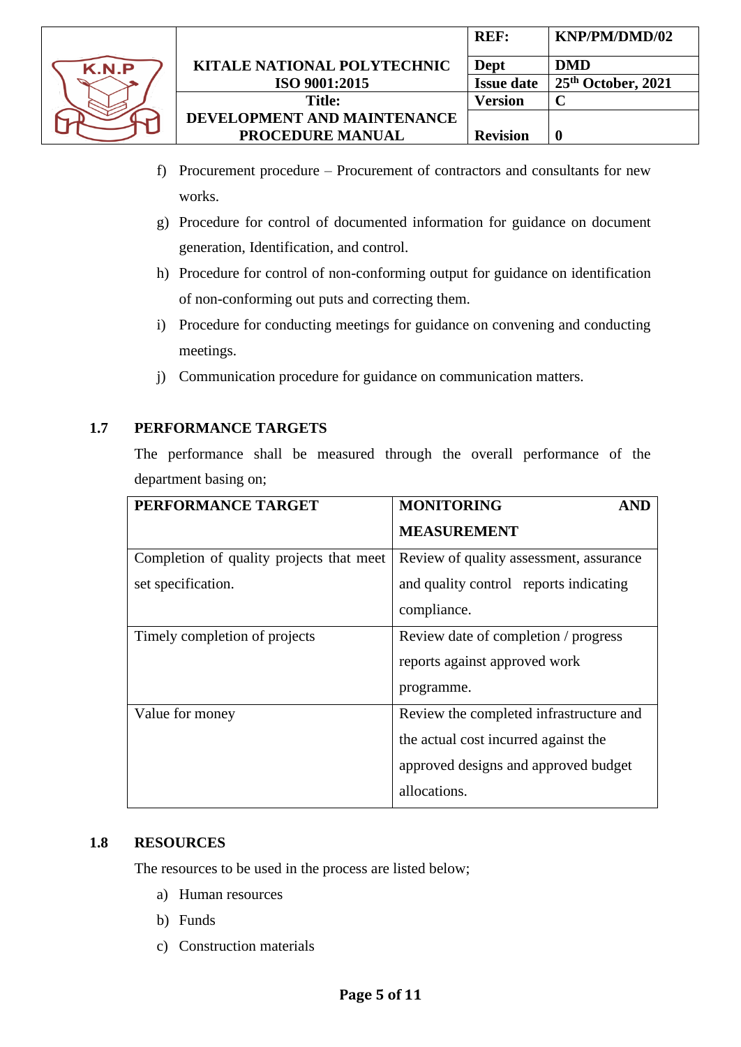f) Procurement procedure – Procurement of contractors and consultants for new works.
g) Procedure for control of documented information for guidance on document generation, Identification, and control.
h) Procedure for control of non-conforming output for guidance on identification of non-conforming out puts and correcting them.
i) Procedure for conducting meetings for guidance on convening and conducting meetings.
j) Communication procedure for guidance on communication matters.

## 1.7 PERFORMANCE TARGETS

The performance shall be measured through the overall performance of the department basing on;

| PERFORMANCE TARGET | MONITORING AND MEASUREMENT |
|---|---|
| Completion of quality projects that meet set specification. | Review of quality assessment, assurance and quality control reports indicating compliance. |
| Timely completion of projects | Review date of completion / progress reports against approved work programme. |
| Value for money | Review the completed infrastructure and the actual cost incurred against the approved designs and approved budget allocations. |

## 1.8 RESOURCES

The resources to be used in the process are listed below;

a) Human resources
b) Funds
c) Construction materials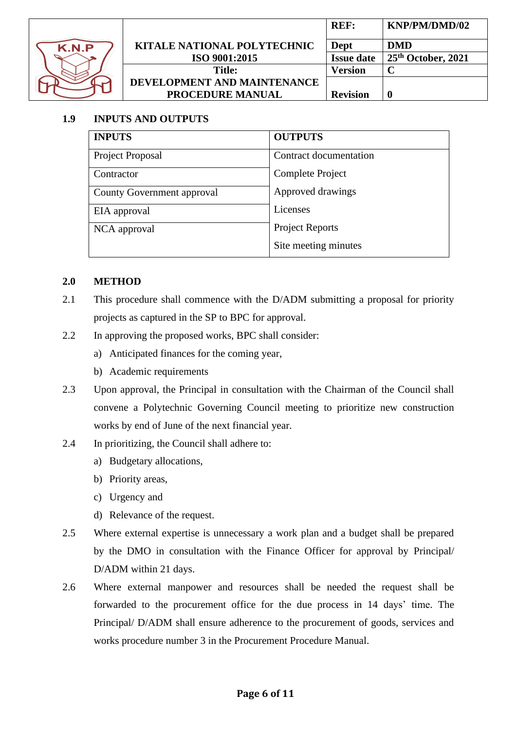## 1.9 INPUTS AND OUTPUTS

| INPUTS | OUTPUTS |
|---|---|
| Project Proposal | Contract documentation |
| Contractor | Complete Project |
| County Government approval | Approved drawings |
| EIA approval | Licenses |
| NCA approval | Project Reports |
| | Site meeting minutes |

## 2.0 METHOD

2.1 This procedure shall commence with the D/ADM submitting a proposal for priority projects as captured in the SP to BPC for approval.

2.2 In approving the proposed works, BPC shall consider:

a) Anticipated finances for the coming year,

b) Academic requirements

2.3 Upon approval, the Principal in consultation with the Chairman of the Council shall convene a Polytechnic Governing Council meeting to prioritize new construction works by end of June of the next financial year.

2.4 In prioritizing, the Council shall adhere to:

a) Budgetary allocations,

b) Priority areas,

c) Urgency and

d) Relevance of the request.

2.5 Where external expertise is unnecessary a work plan and a budget shall be prepared by the DMO in consultation with the Finance Officer for approval by Principal/ D/ADM within 21 days.

2.6 Where external manpower and resources shall be needed the request shall be forwarded to the procurement office for the due process in 14 days' time. The Principal/ D/ADM shall ensure adherence to the procurement of goods, services and works procedure number 3 in the Procurement Procedure Manual.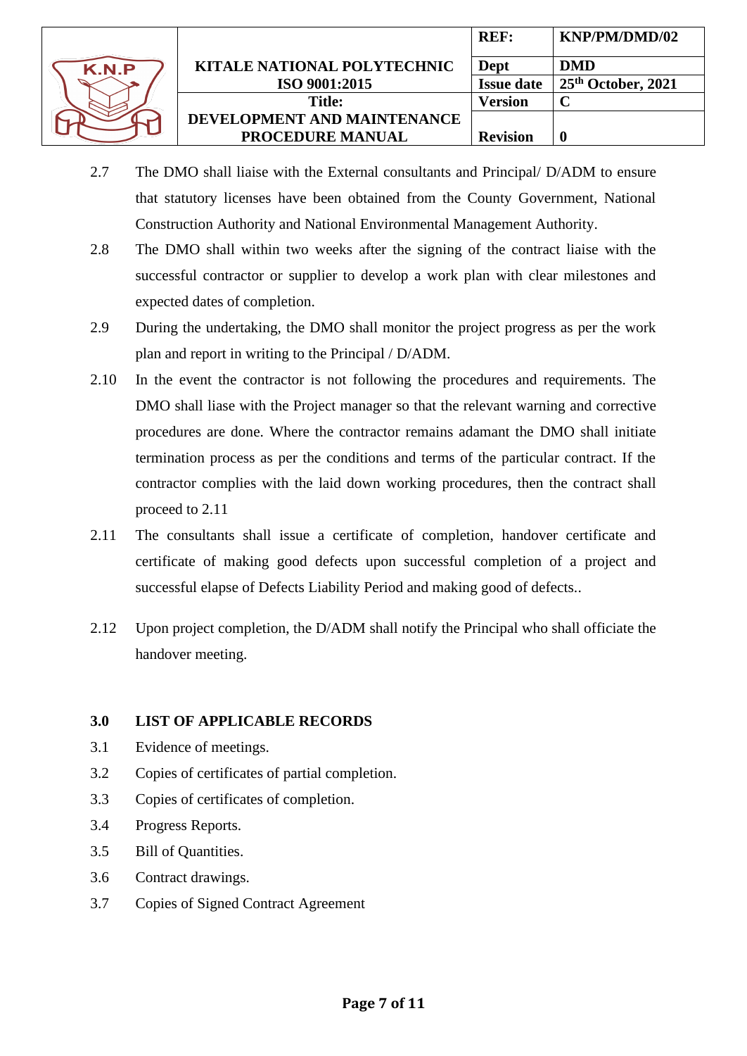2.7 The DMO shall liaise with the External consultants and Principal/ D/ADM to ensure that statutory licenses have been obtained from the County Government, National Construction Authority and National Environmental Management Authority.

2.8 The DMO shall within two weeks after the signing of the contract liaise with the successful contractor or supplier to develop a work plan with clear milestones and expected dates of completion.

2.9 During the undertaking, the DMO shall monitor the project progress as per the work plan and report in writing to the Principal / D/ADM.

2.10 In the event the contractor is not following the procedures and requirements. The DMO shall liase with the Project manager so that the relevant warning and corrective procedures are done. Where the contractor remains adamant the DMO shall initiate termination process as per the conditions and terms of the particular contract. If the contractor complies with the laid down working procedures, then the contract shall proceed to 2.11

2.11 The consultants shall issue a certificate of completion, handover certificate and certificate of making good defects upon successful completion of a project and successful elapse of Defects Liability Period and making good of defects..

2.12 Upon project completion, the D/ADM shall notify the Principal who shall officiate the handover meeting.

## 3.0 LIST OF APPLICABLE RECORDS

3.1 Evidence of meetings.

3.2 Copies of certificates of partial completion.

3.3 Copies of certificates of completion.

3.4 Progress Reports.

3.5 Bill of Quantities.

3.6 Contract drawings.

3.7 Copies of Signed Contract Agreement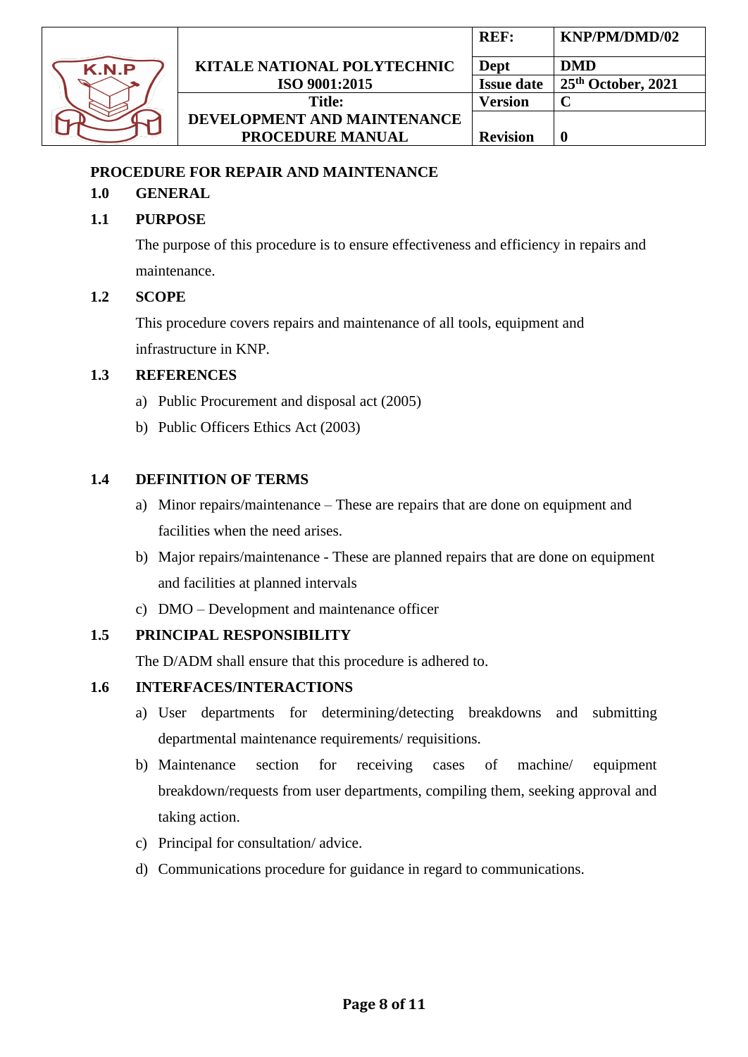## PROCEDURE FOR REPAIR AND MAINTENANCE

### 1.0 GENERAL

### 1.1 PURPOSE

The purpose of this procedure is to ensure effectiveness and efficiency in repairs and maintenance.

### 1.2 SCOPE

This procedure covers repairs and maintenance of all tools, equipment and infrastructure in KNP.

### 1.3 REFERENCES

a) Public Procurement and disposal act (2005)
b) Public Officers Ethics Act (2003)

### 1.4 DEFINITION OF TERMS

a) Minor repairs/maintenance – These are repairs that are done on equipment and facilities when the need arises.
b) Major repairs/maintenance - These are planned repairs that are done on equipment and facilities at planned intervals
c) DMO – Development and maintenance officer

### 1.5 PRINCIPAL RESPONSIBILITY

The D/ADM shall ensure that this procedure is adhered to.

### 1.6 INTERFACES/INTERACTIONS

a) User departments for determining/detecting breakdowns and submitting departmental maintenance requirements/ requisitions.
b) Maintenance section for receiving cases of machine/ equipment breakdown/requests from user departments, compiling them, seeking approval and taking action.
c) Principal for consultation/ advice.
d) Communications procedure for guidance in regard to communications.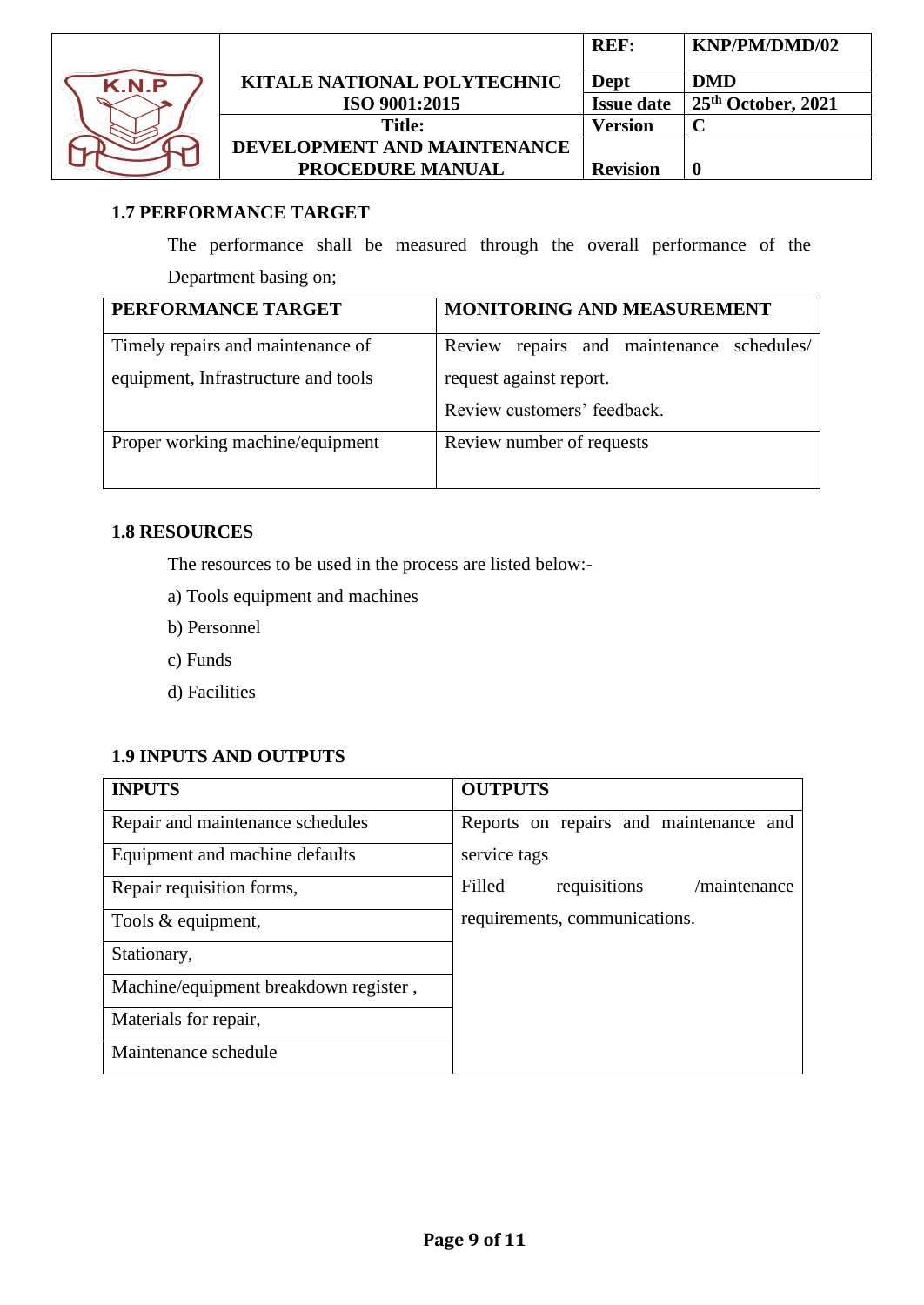## 1.7 PERFORMANCE TARGET

The performance shall be measured through the overall performance of the Department basing on;

| PERFORMANCE TARGET | MONITORING AND MEASUREMENT |
|---|---|
| Timely repairs and maintenance of equipment, Infrastructure and tools | Review repairs and maintenance schedules/ request against report. Review customers' feedback. |
| Proper working machine/equipment | Review number of requests |

## 1.8 RESOURCES

The resources to be used in the process are listed below:-

a) Tools equipment and machines

b) Personnel

c) Funds

d) Facilities

## 1.9 INPUTS AND OUTPUTS

| INPUTS | OUTPUTS |
|---|---|
| Repair and maintenance schedules | Reports on repairs and maintenance and service tags |
| Equipment and machine defaults | |
| Repair requisition forms, | Filled requisitions /maintenance requirements, communications. |
| Tools & equipment, | |
| Stationary, | |
| Machine/equipment breakdown register , | |
| Materials for repair, | |
| Maintenance schedule | |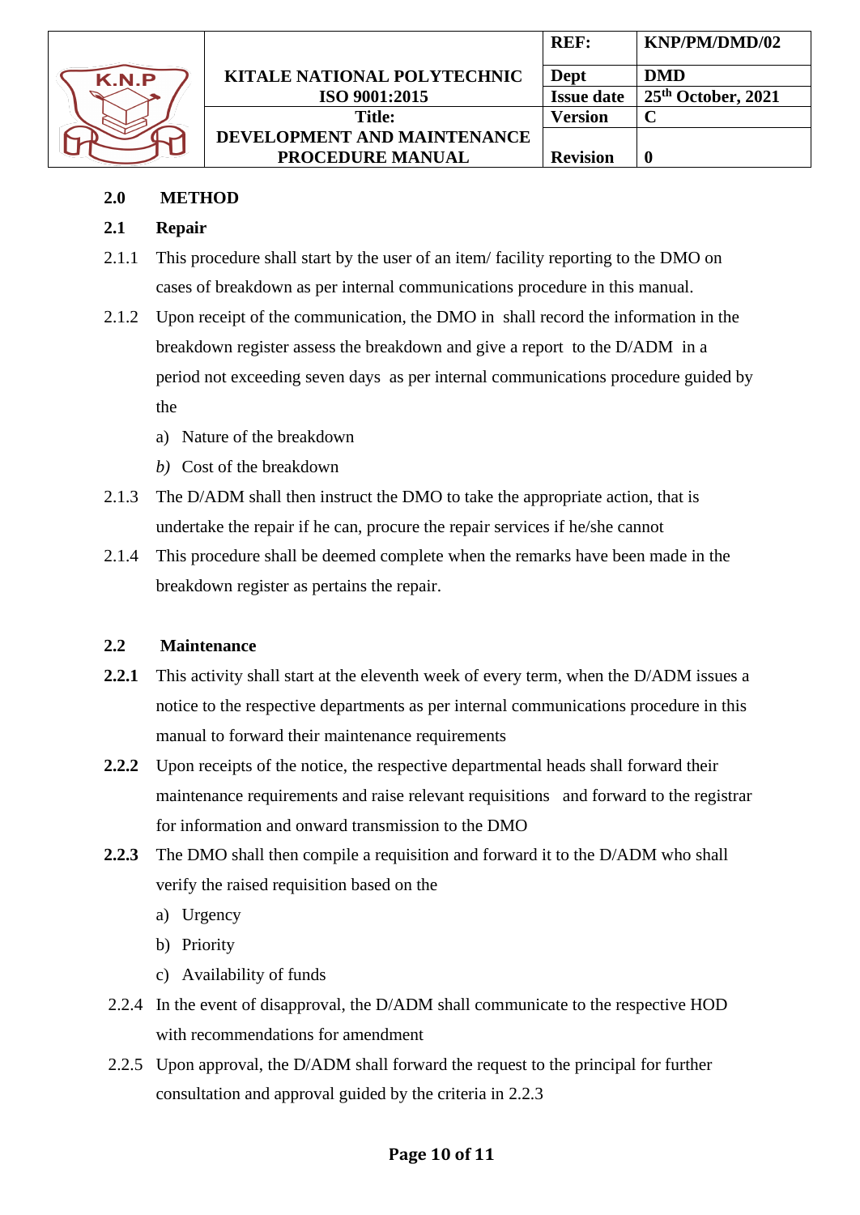## 2.0 METHOD

### 2.1 Repair

2.1.1 This procedure shall start by the user of an item/ facility reporting to the DMO on cases of breakdown as per internal communications procedure in this manual.

2.1.2 Upon receipt of the communication, the DMO in shall record the information in the breakdown register assess the breakdown and give a report to the D/ADM in a period not exceeding seven days as per internal communications procedure guided by the

a) Nature of the breakdown

*b)* Cost of the breakdown

2.1.3 The D/ADM shall then instruct the DMO to take the appropriate action, that is undertake the repair if he can, procure the repair services if he/she cannot

2.1.4 This procedure shall be deemed complete when the remarks have been made in the breakdown register as pertains the repair.

### 2.2 Maintenance

**2.2.1** This activity shall start at the eleventh week of every term, when the D/ADM issues a notice to the respective departments as per internal communications procedure in this manual to forward their maintenance requirements

**2.2.2** Upon receipts of the notice, the respective departmental heads shall forward their maintenance requirements and raise relevant requisitions and forward to the registrar for information and onward transmission to the DMO

**2.2.3** The DMO shall then compile a requisition and forward it to the D/ADM who shall verify the raised requisition based on the

a) Urgency

b) Priority

c) Availability of funds

2.2.4 In the event of disapproval, the D/ADM shall communicate to the respective HOD with recommendations for amendment

2.2.5 Upon approval, the D/ADM shall forward the request to the principal for further consultation and approval guided by the criteria in 2.2.3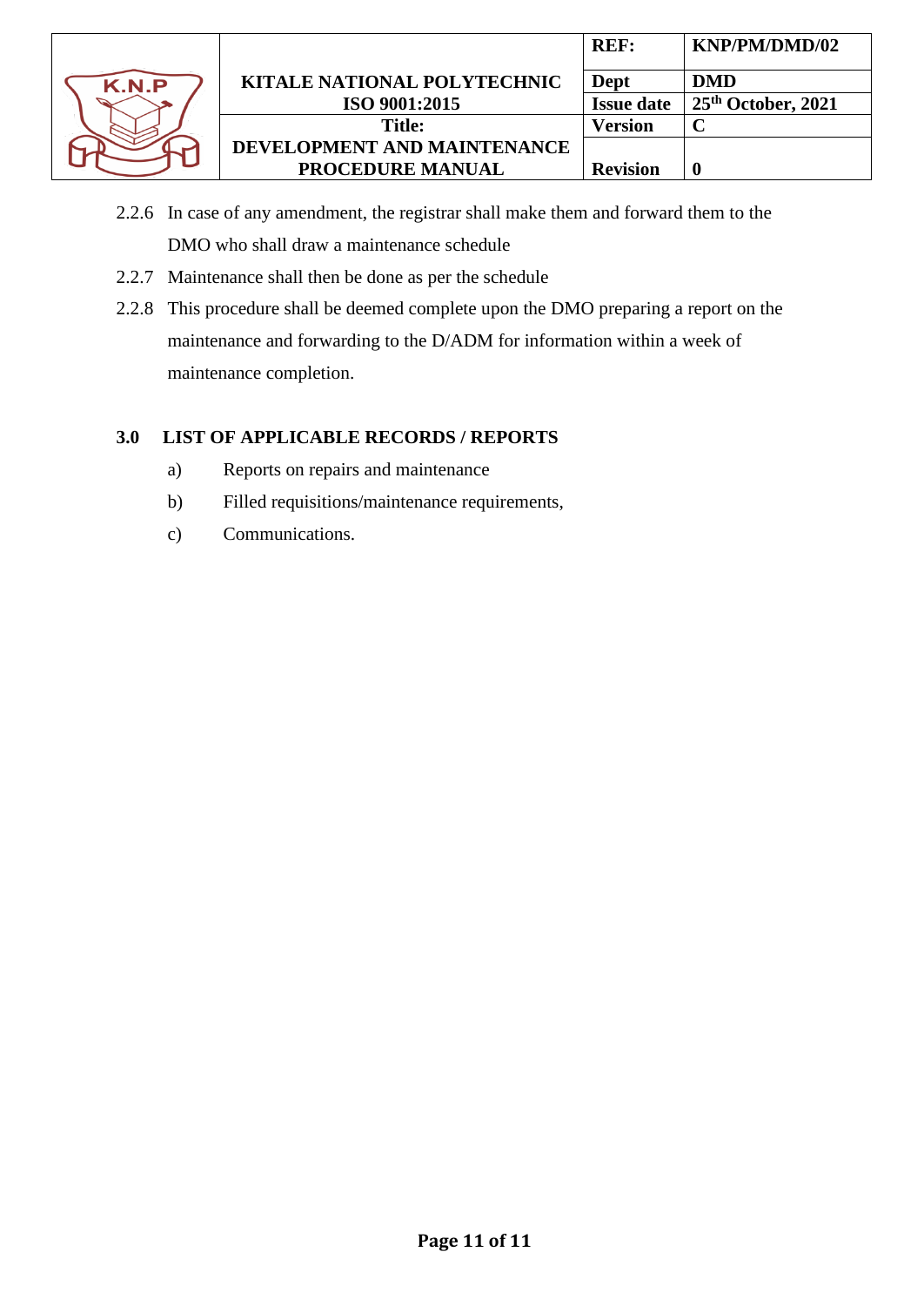2.2.6 In case of any amendment, the registrar shall make them and forward them to the DMO who shall draw a maintenance schedule

2.2.7 Maintenance shall then be done as per the schedule

2.2.8 This procedure shall be deemed complete upon the DMO preparing a report on the maintenance and forwarding to the D/ADM for information within a week of maintenance completion.

## 3.0 LIST OF APPLICABLE RECORDS / REPORTS

a) Reports on repairs and maintenance

b) Filled requisitions/maintenance requirements,

c) Communications.